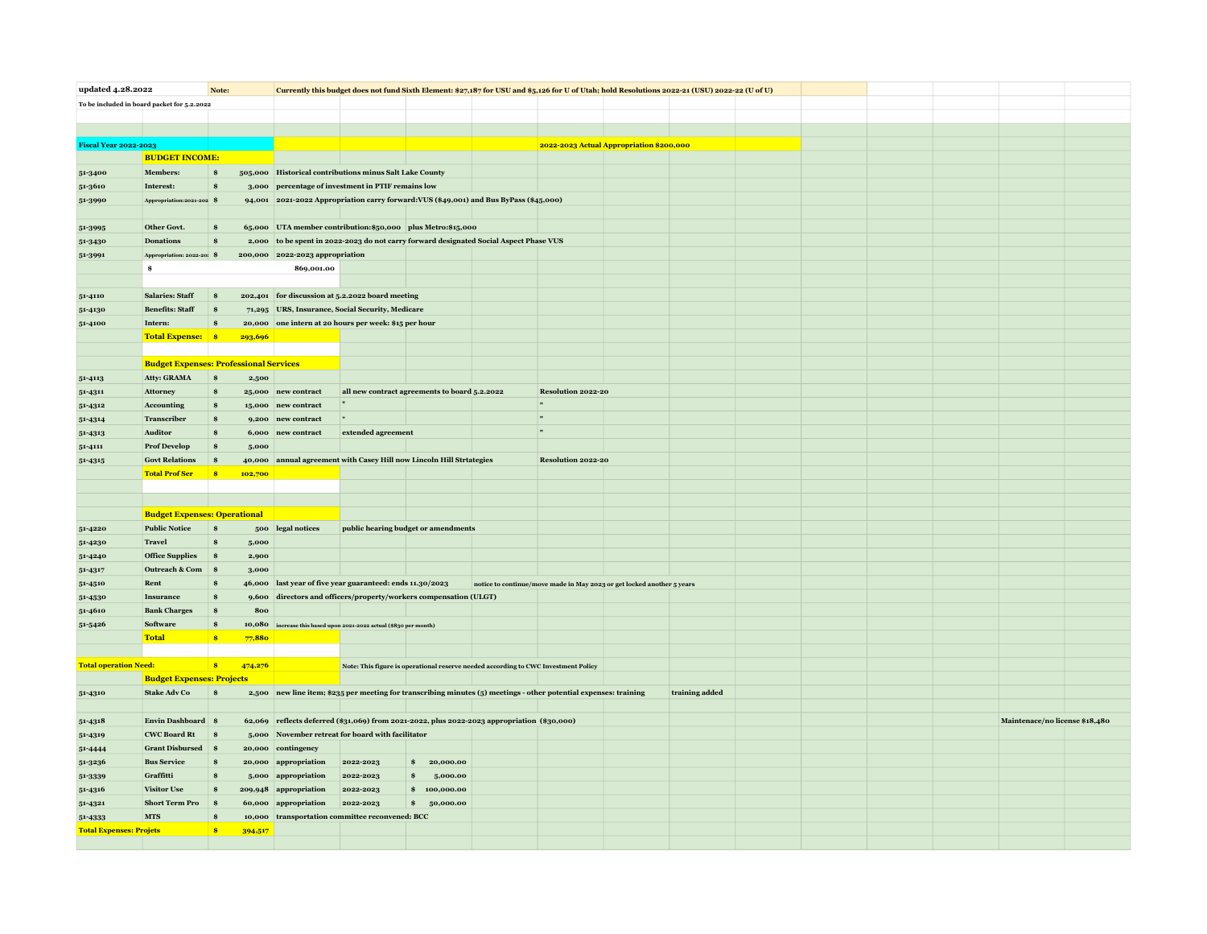updated 4.28.2022

**Note:** Currently this budget does not fund Sixth Element: $27,187 for USU and $5,126 for U of Utah; hold Resolutions 2022-21 (USU) 2022-22 (U of U)

To be included in board packet for 5.2.2022

| Fiscal Year 2022-2023 | | | | | | 2022-2023 Actual Appropriation $200,000 | |
|---|---|---|---|---|---|---|---|
| | **BUDGET INCOME:** | | | | | | |
| 51-3400 | Members: | $ 505,000 | Historical contributions minus Salt Lake County | | | | |
| 51-3610 | Interest: | $ 3,000 | percentage of investment in PTIF remains low | | | | |
| 51-3990 | Appropriation:2021-202 | $ 94,001 | 2021-2022 Appropriation carry forward:VUS ($49,001) and Bus ByPass ($45,000) | | | | |
| | | | | | | | |
| 51-3995 | Other Govt. | $ 65,000 | UTA member contribution:$50,000 plus Metro:$15,000 | | | | |
| 51-3430 | Donations | $ 2,000 | to be spent in 2022-2023 do not carry forward designated Social Aspect Phase VUS | | | | |
| 51-3991 | Appropriation: 2022-20: | $ 200,000 | 2022-2023 appropriation | | | | |
| | $ | | 869,001.00 | | | | |
| | | | | | | | |
| 51-4110 | Salaries: Staff | $ 202,401 | for discussion at 5.2.2022 board meeting | | | | |
| 51-4130 | Benefits: Staff | $ 71,295 | URS, Insurance, Social Security, Medicare | | | | |
| 51-4100 | Intern: | $ 20,000 | one intern at 20 hours per week: $15 per hour | | | | |
| | **Total Expense:** | $ 293,696 | | | | | |
| | | | | | | | |
| | **Budget Expenses: Professional Services** | | | | | | |
| 51-4113 | Atty: GRAMA | $ 2,500 | | | | | |
| 51-4311 | Attorney | $ 25,000 | new contract | all new contract agreements to board 5.2.2022 | | Resolution 2022-20 | |
| 51-4312 | Accounting | $ 15,000 | new contract | " | | " | |
| 51-4314 | Transcriber | $ 9,200 | new contract | " | | " | |
| 51-4313 | Auditor | $ 6,000 | new contract | extended agreement | | " | |
| 51-4111 | Prof Develop | $ 5,000 | | | | | |
| 51-4315 | Govt Relations | $ 40,000 | annual agreement with Casey Hill now Lincoln Hill Strtategies | | | Resolution 2022-20 | |
| | **Total Prof Ser** | $ 102,700 | | | | | |
| | | | | | | | |
| | **Budget Expenses: Operational** | | | | | | |
| 51-4220 | Public Notice | $ 500 | legal notices | public hearing budget or amendments | | | |
| 51-4230 | Travel | $ 5,000 | | | | | |
| 51-4240 | Office Supplies | $ 2,900 | | | | | |
| 51-4317 | Outreach & Com | $ 3,000 | | | | | |
| 51-4510 | Rent | $ 46,000 | last year of five year guaranteed: ends 11.30/2023 | | notice to continue/move made in May 2023 or get locked another 5 years | | |
| 51-4530 | Insurance | $ 9,600 | directors and officers/property/workers compensation (ULGT) | | | | |
| 51-4610 | Bank Charges | $ 800 | | | | | |
| 51-5426 | Software | $ 10,080 | increase this based upon 2021-2022 actual ($830 per month) | | | | |
| | **Total** | $ 77,880 | | | | | |
| | | | | | | | |
| **Total operation Need:** | | $ 474,276 | | Note: This figure is operational reserve needed according to CWC Investment Policy | | | |
| | **Budget Expenses: Projects** | | | | | | |
| 51-4310 | Stake Adv Co | $ 2,500 | new line item; $235 per meeting for transcribing minutes (5) meetings - other potential expenses: training | | | | training added |
| | | | | | | | |
| 51-4318 | Envin Dashboard | $ 62,069 | reflects deferred ($31,069) from 2021-2022, plus 2022-2023 appropriation ($30,000) | | | | Maintenace/no license $18,480 |
| 51-4319 | CWC Board Rt | $ 5,000 | November retreat for board with facilitator | | | | |
| 51-4444 | Grant Disbursed | $ 20,000 | contingency | | | | |
| 51-3236 | Bus Service | $ 20,000 | appropriation | 2022-2023 | $ 20,000.00 | | |
| 51-3339 | Graffitti | $ 5,000 | appropriation | 2022-2023 | $ 5,000.00 | | |
| 51-4316 | Visitor Use | $ 209,948 | appropriation | 2022-2023 | $ 100,000.00 | | |
| 51-4321 | Short Term Pro | $ 60,000 | appropriation | 2022-2023 | $ 50,000.00 | | |
| 51-4333 | MTS | $ 10,000 | transportation committee reconvened: BCC | | | | |
| **Total Expenses: Projets** | | $ 394,517 | | | | | |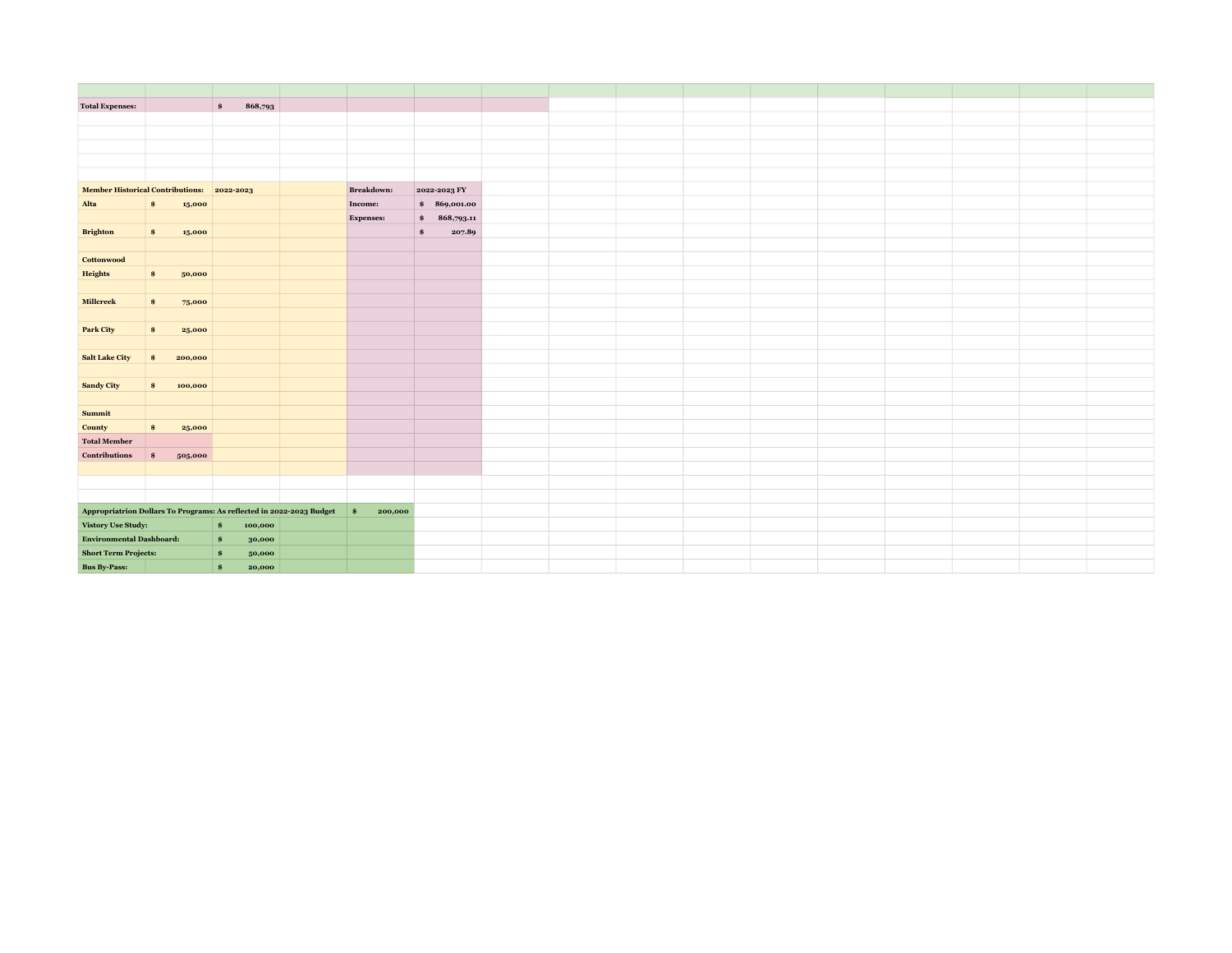| | | | |
|---|---|---|---|
| Total Expenses: | | $ 868,793 | |

| Member Historical Contributions: | | 2022-2023 | | Breakdown: | 2022-2023 FY |
|---|---|---|---|---|---|
| Alta | $ 15,000 | | | Income: | $ 869,001.00 |
| | | | | Expenses: | $ 868,793.11 |
| Brighton | $ 15,000 | | | | $ 207.89 |
| Cottonwood Heights | $ 50,000 | | | | |
| Millcreek | $ 75,000 | | | | |
| Park City | $ 25,000 | | | | |
| Salt Lake City | $ 200,000 | | | | |
| Sandy City | $ 100,000 | | | | |
| Summit County | $ 25,000 | | | | |
| Total Member Contributions | $ 505,000 | | | | |

| Appropriatrion Dollars To Programs: As reflected in 2022-2023 Budget | | | $ 200,000 |
|---|---|---|---|
| Vistory Use Study: | $ 100,000 | | |
| Environmental Dashboard: | $ 30,000 | | |
| Short Term Projects: | $ 50,000 | | |
| Bus By-Pass: | $ 20,000 | | |